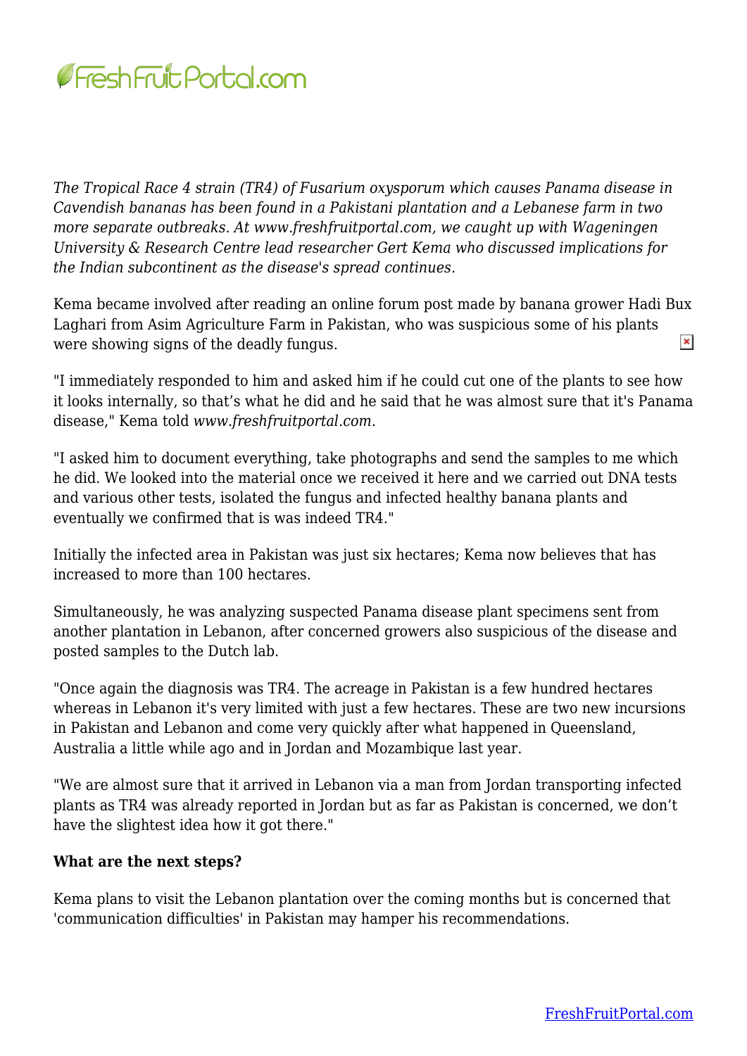*The Tropical Race 4 strain (TR4) of Fusarium oxysporum which causes Panama disease in Cavendish bananas has been found in a Pakistani plantation and a Lebanese farm in two more separate outbreaks. At www.freshfruitportal.com, we caught up with Wageningen University & Research Centre lead researcher Gert Kema who discussed implications for the Indian subcontinent as the disease's spread continues.*

Kema became involved after reading an online forum post made by banana grower Hadi Bux Laghari from Asim Agriculture Farm in Pakistan, who was suspicious some of his plants were showing signs of the deadly fungus.

"I immediately responded to him and asked him if he could cut one of the plants to see how it looks internally, so that's what he did and he said that he was almost sure that it's Panama disease," Kema told *www.freshfruitportal.com*.

"I asked him to document everything, take photographs and send the samples to me which he did. We looked into the material once we received it here and we carried out DNA tests and various other tests, isolated the fungus and infected healthy banana plants and eventually we confirmed that is was indeed TR4."

Initially the infected area in Pakistan was just six hectares; Kema now believes that has increased to more than 100 hectares.

Simultaneously, he was analyzing suspected Panama disease plant specimens sent from another plantation in Lebanon, after concerned growers also suspicious of the disease and posted samples to the Dutch lab.

"Once again the diagnosis was TR4. The acreage in Pakistan is a few hundred hectares whereas in Lebanon it's very limited with just a few hectares. These are two new incursions in Pakistan and Lebanon and come very quickly after what happened in Queensland, Australia a little while ago and in Jordan and Mozambique last year.

"We are almost sure that it arrived in Lebanon via a man from Jordan transporting infected plants as TR4 was already reported in Jordan but as far as Pakistan is concerned, we don't have the slightest idea how it got there."

**What are the next steps?**

Kema plans to visit the Lebanon plantation over the coming months but is concerned that 'communication difficulties' in Pakistan may hamper his recommendations.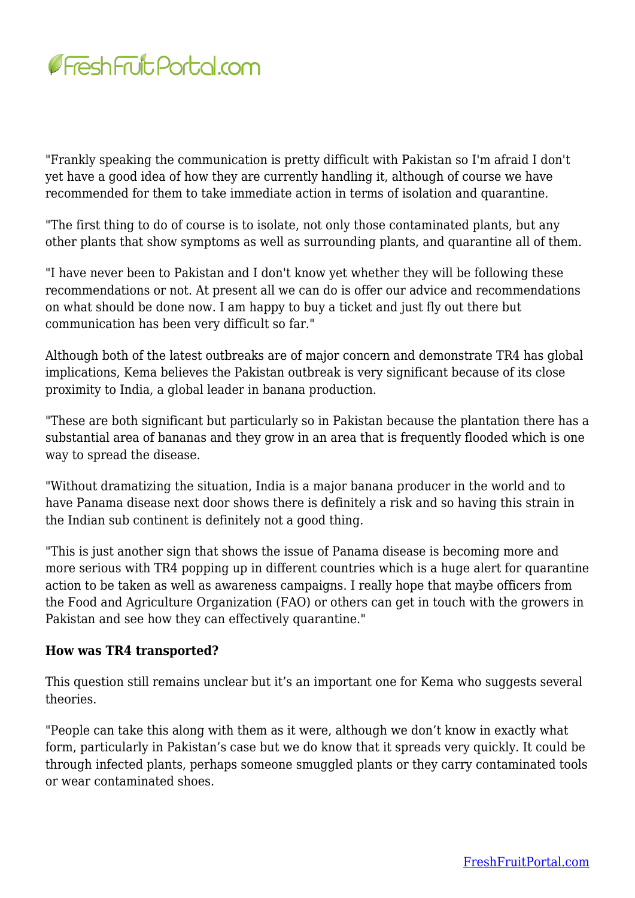"Frankly speaking the communication is pretty difficult with Pakistan so I'm afraid I don't yet have a good idea of how they are currently handling it, although of course we have recommended for them to take immediate action in terms of isolation and quarantine.

"The first thing to do of course is to isolate, not only those contaminated plants, but any other plants that show symptoms as well as surrounding plants, and quarantine all of them.

"I have never been to Pakistan and I don't know yet whether they will be following these recommendations or not. At present all we can do is offer our advice and recommendations on what should be done now. I am happy to buy a ticket and just fly out there but communication has been very difficult so far."

Although both of the latest outbreaks are of major concern and demonstrate TR4 has global implications, Kema believes the Pakistan outbreak is very significant because of its close proximity to India, a global leader in banana production.

"These are both significant but particularly so in Pakistan because the plantation there has a substantial area of bananas and they grow in an area that is frequently flooded which is one way to spread the disease.

"Without dramatizing the situation, India is a major banana producer in the world and to have Panama disease next door shows there is definitely a risk and so having this strain in the Indian sub continent is definitely not a good thing.

"This is just another sign that shows the issue of Panama disease is becoming more and more serious with TR4 popping up in different countries which is a huge alert for quarantine action to be taken as well as awareness campaigns. I really hope that maybe officers from the Food and Agriculture Organization (FAO) or others can get in touch with the growers in Pakistan and see how they can effectively quarantine."

**How was TR4 transported?**

This question still remains unclear but it's an important one for Kema who suggests several theories.

"People can take this along with them as it were, although we don't know in exactly what form, particularly in Pakistan's case but we do know that it spreads very quickly. It could be through infected plants, perhaps someone smuggled plants or they carry contaminated tools or wear contaminated shoes.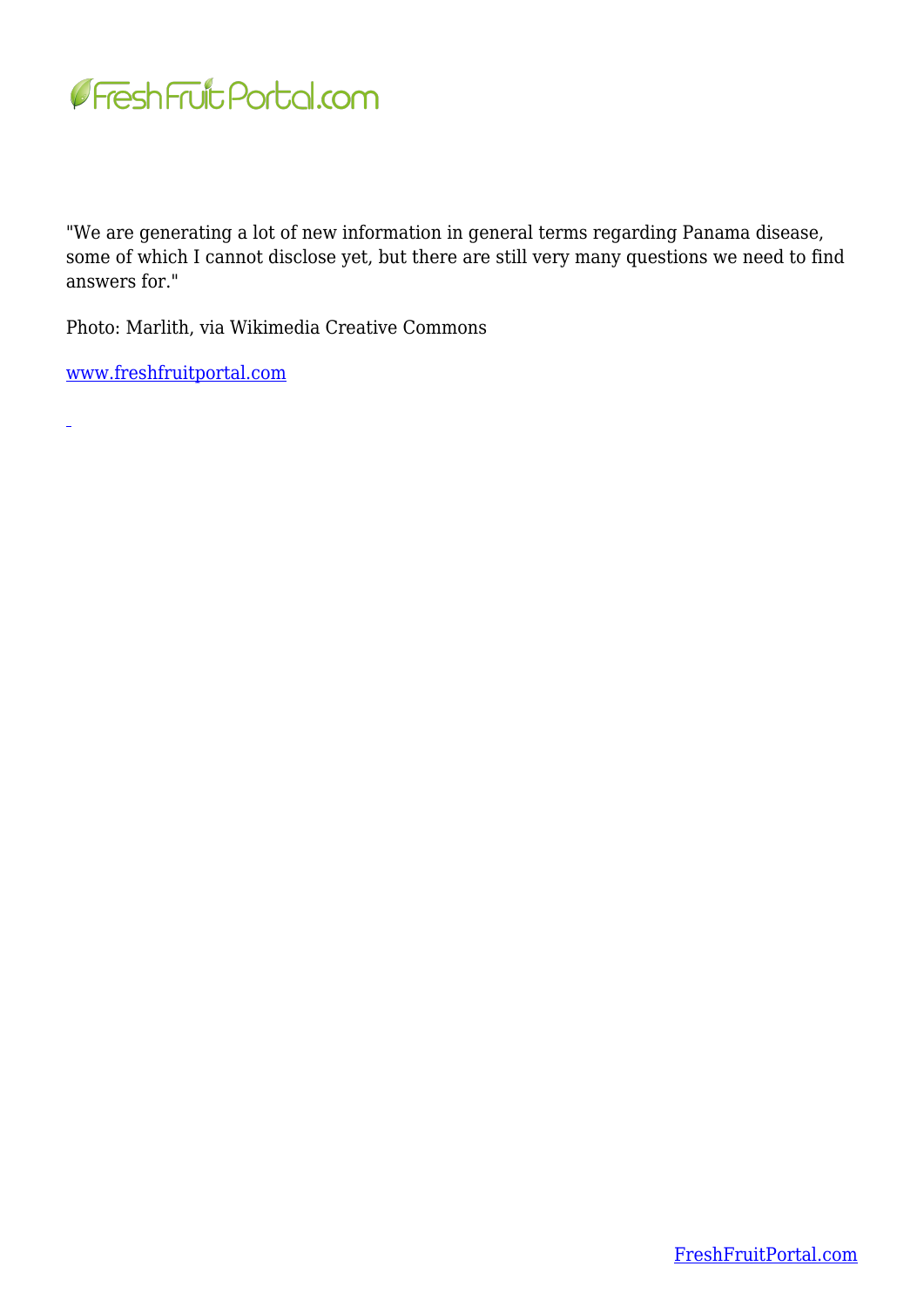"We are generating a lot of new information in general terms regarding Panama disease, some of which I cannot disclose yet, but there are still very many questions we need to find answers for."

Photo: Marlith, via Wikimedia Creative Commons

www.freshfruitportal.com